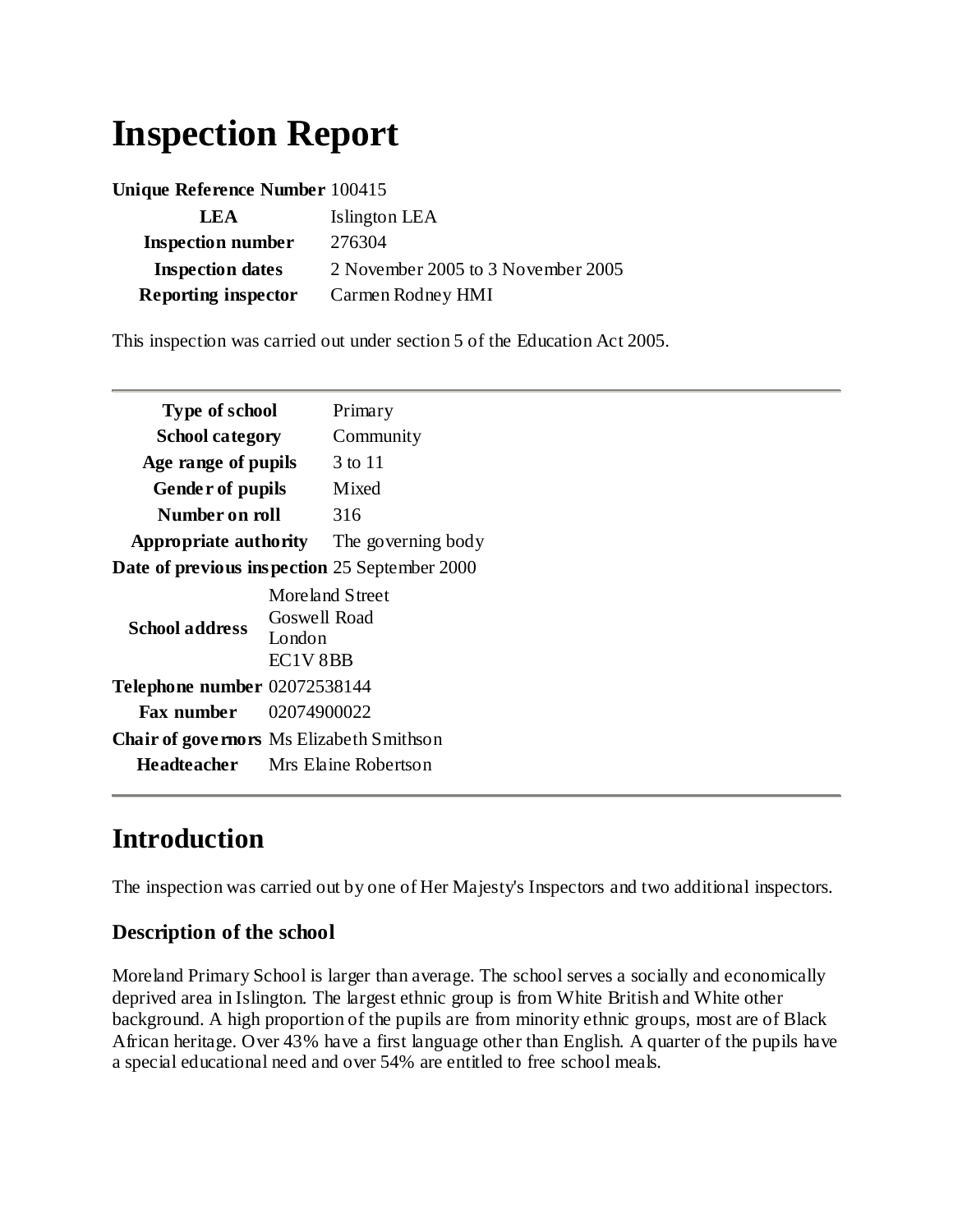# Inspection Report

| | |
|---|---|
| **Unique Reference Number** | 100415 |
| **LEA** | Islington LEA |
| **Inspection number** | 276304 |
| **Inspection dates** | 2 November 2005 to 3 November 2005 |
| **Reporting inspector** | Carmen Rodney HMI |

This inspection was carried out under section 5 of the Education Act 2005.

| | |
|---|---|
| **Type of school** | Primary |
| **School category** | Community |
| **Age range of pupils** | 3 to 11 |
| **Gender of pupils** | Mixed |
| **Number on roll** | 316 |
| **Appropriate authority** | The governing body |
| **Date of previous inspection** | 25 September 2000 |
| **School address** | Moreland Street<br>Goswell Road<br>London<br>EC1V 8BB |
| **Telephone number** | 02072538144 |
| **Fax number** | 02074900022 |
| **Chair of governors** | Ms Elizabeth Smithson |
| **Headteacher** | Mrs Elaine Robertson |

## Introduction

The inspection was carried out by one of Her Majesty's Inspectors and two additional inspectors.

### Description of the school

Moreland Primary School is larger than average. The school serves a socially and economically deprived area in Islington. The largest ethnic group is from White British and White other background. A high proportion of the pupils are from minority ethnic groups, most are of Black African heritage. Over 43% have a first language other than English. A quarter of the pupils have a special educational need and over 54% are entitled to free school meals.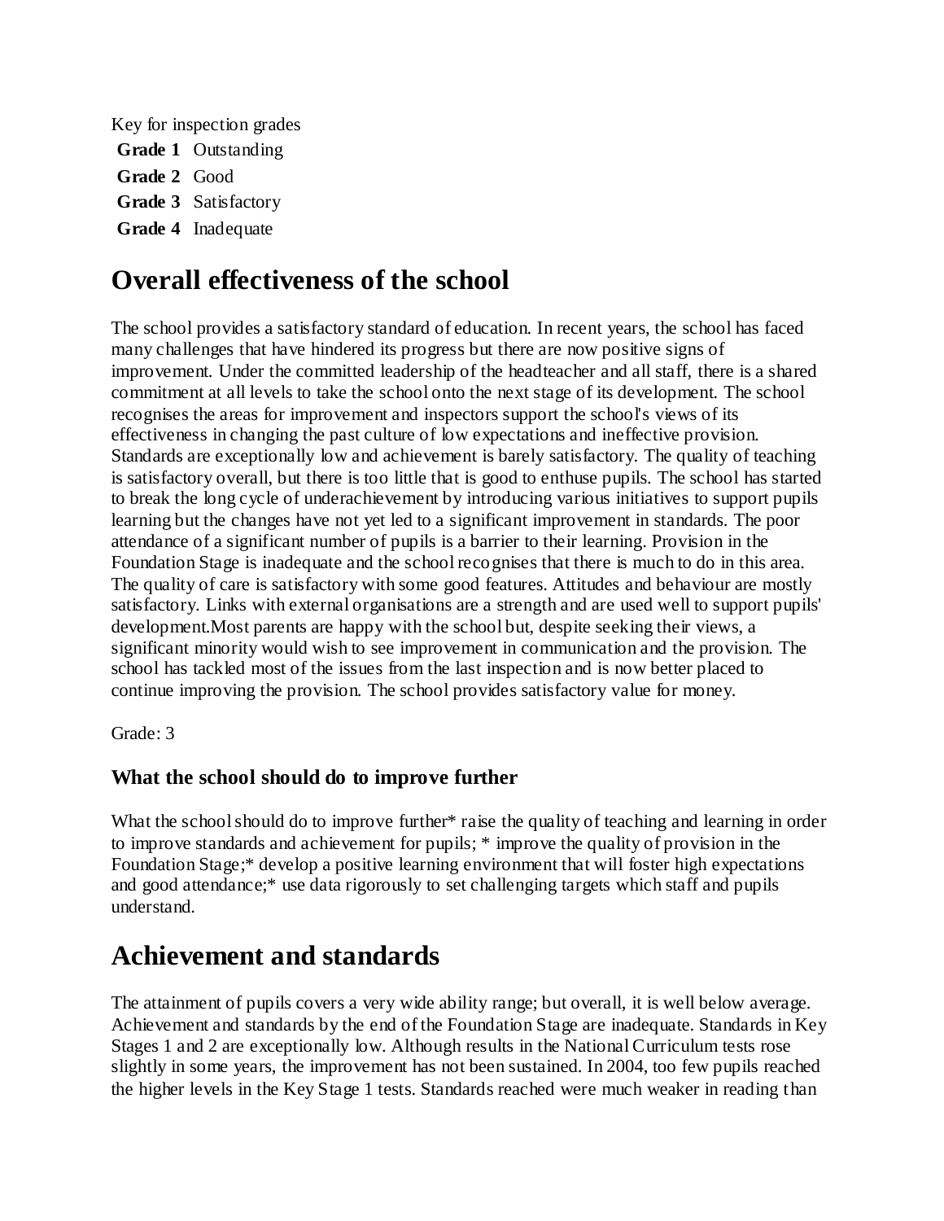Key for inspection grades

**Grade 1** Outstanding

**Grade 2** Good

**Grade 3** Satisfactory

**Grade 4** Inadequate

# Overall effectiveness of the school

The school provides a satisfactory standard of education. In recent years, the school has faced many challenges that have hindered its progress but there are now positive signs of improvement. Under the committed leadership of the headteacher and all staff, there is a shared commitment at all levels to take the school onto the next stage of its development. The school recognises the areas for improvement and inspectors support the school's views of its effectiveness in changing the past culture of low expectations and ineffective provision. Standards are exceptionally low and achievement is barely satisfactory. The quality of teaching is satisfactory overall, but there is too little that is good to enthuse pupils. The school has started to break the long cycle of underachievement by introducing various initiatives to support pupils learning but the changes have not yet led to a significant improvement in standards. The poor attendance of a significant number of pupils is a barrier to their learning. Provision in the Foundation Stage is inadequate and the school recognises that there is much to do in this area. The quality of care is satisfactory with some good features. Attitudes and behaviour are mostly satisfactory. Links with external organisations are a strength and are used well to support pupils' development.Most parents are happy with the school but, despite seeking their views, a significant minority would wish to see improvement in communication and the provision. The school has tackled most of the issues from the last inspection and is now better placed to continue improving the provision. The school provides satisfactory value for money.

Grade: 3

### What the school should do to improve further

What the school should do to improve further* raise the quality of teaching and learning in order to improve standards and achievement for pupils; * improve the quality of provision in the Foundation Stage;* develop a positive learning environment that will foster high expectations and good attendance;* use data rigorously to set challenging targets which staff and pupils understand.

# Achievement and standards

The attainment of pupils covers a very wide ability range; but overall, it is well below average. Achievement and standards by the end of the Foundation Stage are inadequate. Standards in Key Stages 1 and 2 are exceptionally low. Although results in the National Curriculum tests rose slightly in some years, the improvement has not been sustained. In 2004, too few pupils reached the higher levels in the Key Stage 1 tests. Standards reached were much weaker in reading than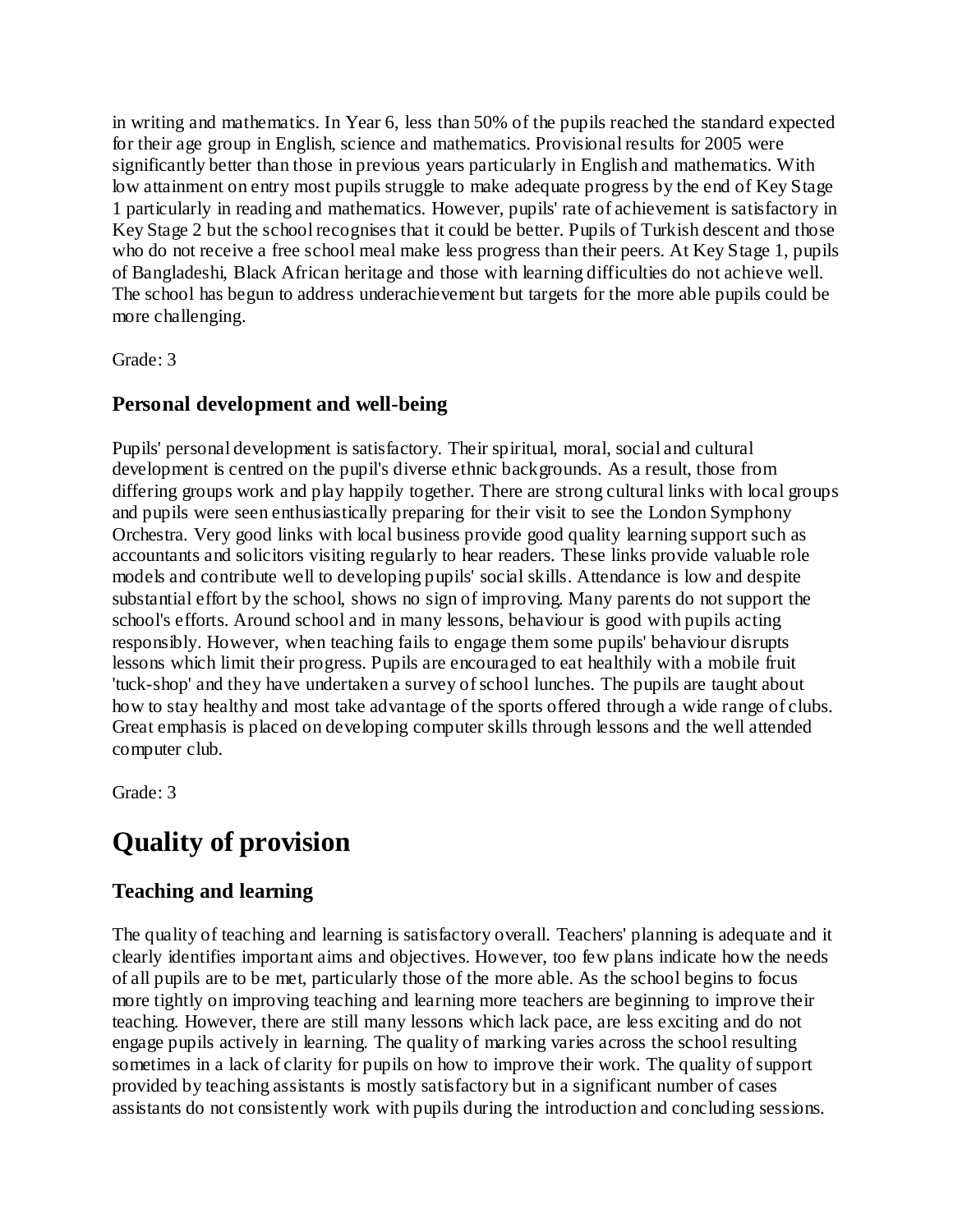in writing and mathematics. In Year 6, less than 50% of the pupils reached the standard expected for their age group in English, science and mathematics. Provisional results for 2005 were significantly better than those in previous years particularly in English and mathematics. With low attainment on entry most pupils struggle to make adequate progress by the end of Key Stage 1 particularly in reading and mathematics. However, pupils' rate of achievement is satisfactory in Key Stage 2 but the school recognises that it could be better. Pupils of Turkish descent and those who do not receive a free school meal make less progress than their peers. At Key Stage 1, pupils of Bangladeshi, Black African heritage and those with learning difficulties do not achieve well. The school has begun to address underachievement but targets for the more able pupils could be more challenging.

Grade: 3

### Personal development and well-being

Pupils' personal development is satisfactory. Their spiritual, moral, social and cultural development is centred on the pupil's diverse ethnic backgrounds. As a result, those from differing groups work and play happily together. There are strong cultural links with local groups and pupils were seen enthusiastically preparing for their visit to see the London Symphony Orchestra. Very good links with local business provide good quality learning support such as accountants and solicitors visiting regularly to hear readers. These links provide valuable role models and contribute well to developing pupils' social skills. Attendance is low and despite substantial effort by the school, shows no sign of improving. Many parents do not support the school's efforts. Around school and in many lessons, behaviour is good with pupils acting responsibly. However, when teaching fails to engage them some pupils' behaviour disrupts lessons which limit their progress. Pupils are encouraged to eat healthily with a mobile fruit 'tuck-shop' and they have undertaken a survey of school lunches. The pupils are taught about how to stay healthy and most take advantage of the sports offered through a wide range of clubs. Great emphasis is placed on developing computer skills through lessons and the well attended computer club.

Grade: 3

# Quality of provision

### Teaching and learning

The quality of teaching and learning is satisfactory overall. Teachers' planning is adequate and it clearly identifies important aims and objectives. However, too few plans indicate how the needs of all pupils are to be met, particularly those of the more able. As the school begins to focus more tightly on improving teaching and learning more teachers are beginning to improve their teaching. However, there are still many lessons which lack pace, are less exciting and do not engage pupils actively in learning. The quality of marking varies across the school resulting sometimes in a lack of clarity for pupils on how to improve their work. The quality of support provided by teaching assistants is mostly satisfactory but in a significant number of cases assistants do not consistently work with pupils during the introduction and concluding sessions.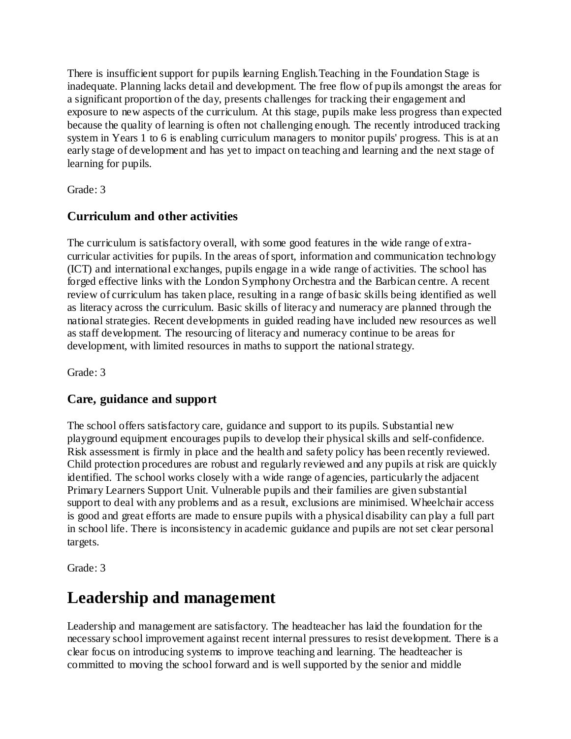There is insufficient support for pupils learning English.Teaching in the Foundation Stage is inadequate. Planning lacks detail and development. The free flow of pupils amongst the areas for a significant proportion of the day, presents challenges for tracking their engagement and exposure to new aspects of the curriculum. At this stage, pupils make less progress than expected because the quality of learning is often not challenging enough. The recently introduced tracking system in Years 1 to 6 is enabling curriculum managers to monitor pupils' progress. This is at an early stage of development and has yet to impact on teaching and learning and the next stage of learning for pupils.

Grade: 3

### Curriculum and other activities

The curriculum is satisfactory overall, with some good features in the wide range of extra-curricular activities for pupils. In the areas of sport, information and communication technology (ICT) and international exchanges, pupils engage in a wide range of activities. The school has forged effective links with the London Symphony Orchestra and the Barbican centre. A recent review of curriculum has taken place, resulting in a range of basic skills being identified as well as literacy across the curriculum. Basic skills of literacy and numeracy are planned through the national strategies. Recent developments in guided reading have included new resources as well as staff development. The resourcing of literacy and numeracy continue to be areas for development, with limited resources in maths to support the national strategy.

Grade: 3

### Care, guidance and support

The school offers satisfactory care, guidance and support to its pupils. Substantial new playground equipment encourages pupils to develop their physical skills and self-confidence. Risk assessment is firmly in place and the health and safety policy has been recently reviewed. Child protection procedures are robust and regularly reviewed and any pupils at risk are quickly identified. The school works closely with a wide range of agencies, particularly the adjacent Primary Learners Support Unit. Vulnerable pupils and their families are given substantial support to deal with any problems and as a result, exclusions are minimised. Wheelchair access is good and great efforts are made to ensure pupils with a physical disability can play a full part in school life. There is inconsistency in academic guidance and pupils are not set clear personal targets.

Grade: 3

## Leadership and management

Leadership and management are satisfactory. The headteacher has laid the foundation for the necessary school improvement against recent internal pressures to resist development. There is a clear focus on introducing systems to improve teaching and learning. The headteacher is committed to moving the school forward and is well supported by the senior and middle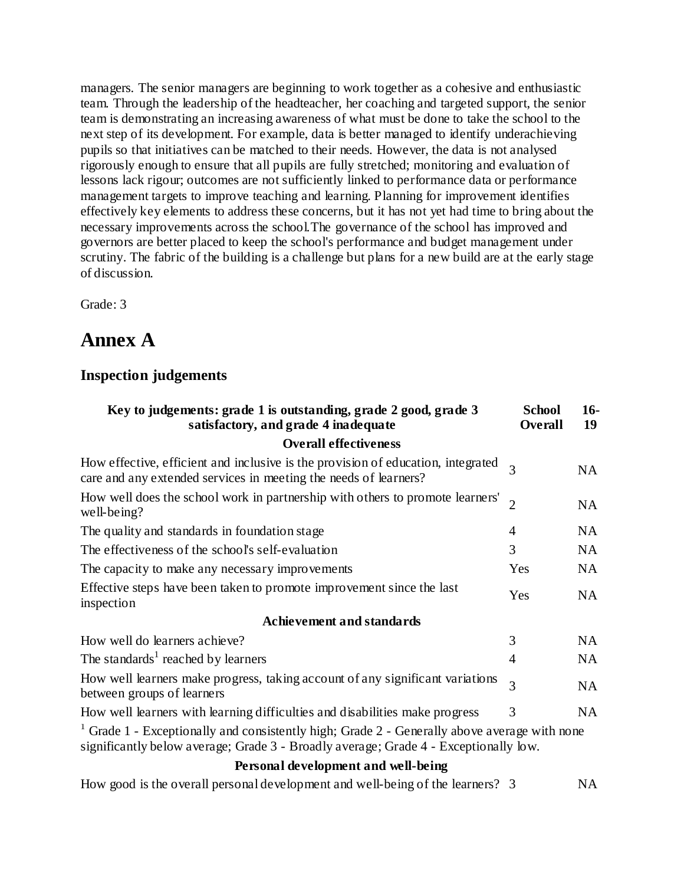managers. The senior managers are beginning to work together as a cohesive and enthusiastic team. Through the leadership of the headteacher, her coaching and targeted support, the senior team is demonstrating an increasing awareness of what must be done to take the school to the next step of its development. For example, data is better managed to identify underachieving pupils so that initiatives can be matched to their needs. However, the data is not analysed rigorously enough to ensure that all pupils are fully stretched; monitoring and evaluation of lessons lack rigour; outcomes are not sufficiently linked to performance data or performance management targets to improve teaching and learning. Planning for improvement identifies effectively key elements to address these concerns, but it has not yet had time to bring about the necessary improvements across the school.The governance of the school has improved and governors are better placed to keep the school's performance and budget management under scrutiny. The fabric of the building is a challenge but plans for a new build are at the early stage of discussion.

Grade: 3

# Annex A

## Inspection judgements

| Key to judgements: grade 1 is outstanding, grade 2 good, grade 3 satisfactory, and grade 4 inadequate | School Overall | 16-19 |
|---|---|---|
| **Overall effectiveness** | | |
| How effective, efficient and inclusive is the provision of education, integrated care and any extended services in meeting the needs of learners? | 3 | NA |
| How well does the school work in partnership with others to promote learners' well-being? | 2 | NA |
| The quality and standards in foundation stage | 4 | NA |
| The effectiveness of the school's self-evaluation | 3 | NA |
| The capacity to make any necessary improvements | Yes | NA |
| Effective steps have been taken to promote improvement since the last inspection | Yes | NA |
| **Achievement and standards** | | |
| How well do learners achieve? | 3 | NA |
| The standards[1] reached by learners | 4 | NA |
| How well learners make progress, taking account of any significant variations between groups of learners | 3 | NA |
| How well learners with learning difficulties and disabilities make progress | 3 | NA |

[1] Grade 1 - Exceptionally and consistently high; Grade 2 - Generally above average with none significantly below average; Grade 3 - Broadly average; Grade 4 - Exceptionally low.

| **Personal development and well-being** | | |
|---|---|---|
| How good is the overall personal development and well-being of the learners? | 3 | NA |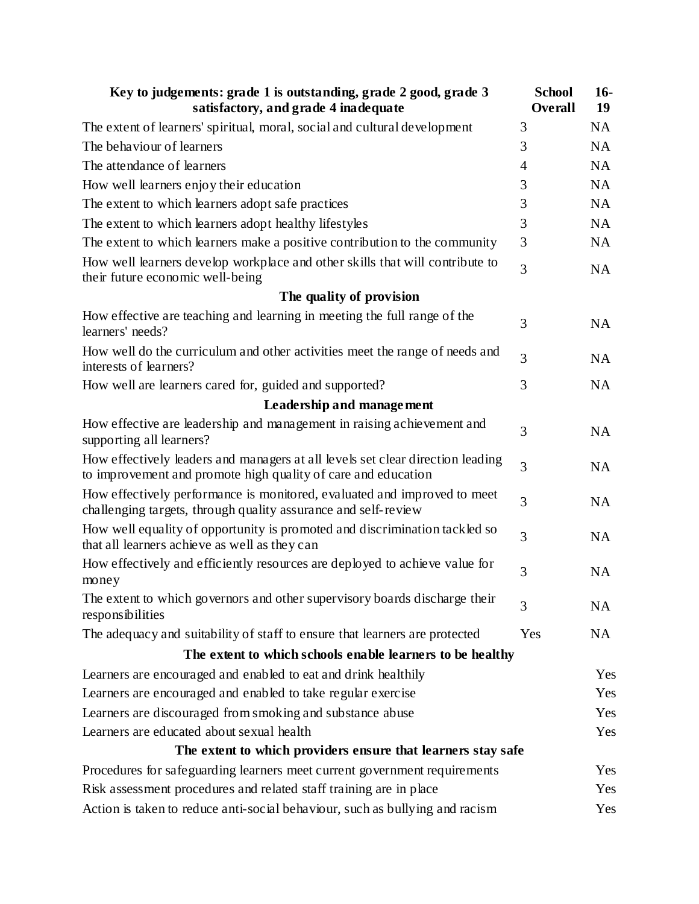| Key to judgements: grade 1 is outstanding, grade 2 good, grade 3 satisfactory, and grade 4 inadequate | School Overall | 16-19 |
|---|---|---|
| The extent of learners' spiritual, moral, social and cultural development | 3 | NA |
| The behaviour of learners | 3 | NA |
| The attendance of learners | 4 | NA |
| How well learners enjoy their education | 3 | NA |
| The extent to which learners adopt safe practices | 3 | NA |
| The extent to which learners adopt healthy lifestyles | 3 | NA |
| The extent to which learners make a positive contribution to the community | 3 | NA |
| How well learners develop workplace and other skills that will contribute to their future economic well-being | 3 | NA |
| **The quality of provision** | | |
| How effective are teaching and learning in meeting the full range of the learners' needs? | 3 | NA |
| How well do the curriculum and other activities meet the range of needs and interests of learners? | 3 | NA |
| How well are learners cared for, guided and supported? | 3 | NA |
| **Leadership and management** | | |
| How effective are leadership and management in raising achievement and supporting all learners? | 3 | NA |
| How effectively leaders and managers at all levels set clear direction leading to improvement and promote high quality of care and education | 3 | NA |
| How effectively performance is monitored, evaluated and improved to meet challenging targets, through quality assurance and self-review | 3 | NA |
| How well equality of opportunity is promoted and discrimination tackled so that all learners achieve as well as they can | 3 | NA |
| How effectively and efficiently resources are deployed to achieve value for money | 3 | NA |
| The extent to which governors and other supervisory boards discharge their responsibilities | 3 | NA |
| The adequacy and suitability of staff to ensure that learners are protected | Yes | NA |
| **The extent to which schools enable learners to be healthy** | | |
| Learners are encouraged and enabled to eat and drink healthily | | Yes |
| Learners are encouraged and enabled to take regular exercise | | Yes |
| Learners are discouraged from smoking and substance abuse | | Yes |
| Learners are educated about sexual health | | Yes |
| **The extent to which providers ensure that learners stay safe** | | |
| Procedures for safeguarding learners meet current government requirements | | Yes |
| Risk assessment procedures and related staff training are in place | | Yes |
| Action is taken to reduce anti-social behaviour, such as bullying and racism | | Yes |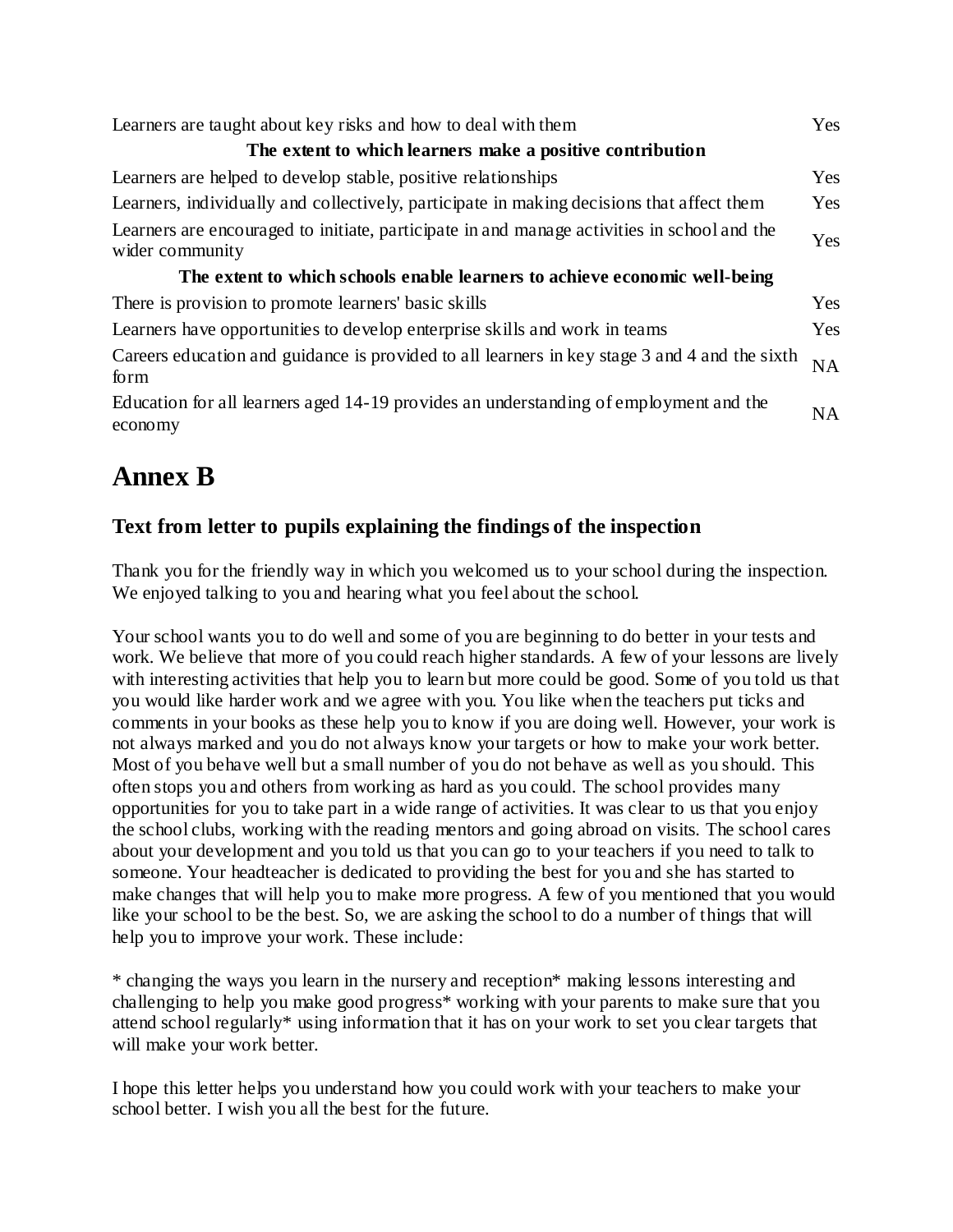| | |
|---|---|
| Learners are taught about key risks and how to deal with them | Yes |
| **The extent to which learners make a positive contribution** | |
| Learners are helped to develop stable, positive relationships | Yes |
| Learners, individually and collectively, participate in making decisions that affect them | Yes |
| Learners are encouraged to initiate, participate in and manage activities in school and the wider community | Yes |
| **The extent to which schools enable learners to achieve economic well-being** | |
| There is provision to promote learners' basic skills | Yes |
| Learners have opportunities to develop enterprise skills and work in teams | Yes |
| Careers education and guidance is provided to all learners in key stage 3 and 4 and the sixth form | NA |
| Education for all learners aged 14-19 provides an understanding of employment and the economy | NA |

# Annex B

## Text from letter to pupils explaining the findings of the inspection

Thank you for the friendly way in which you welcomed us to your school during the inspection. We enjoyed talking to you and hearing what you feel about the school.

Your school wants you to do well and some of you are beginning to do better in your tests and work. We believe that more of you could reach higher standards. A few of your lessons are lively with interesting activities that help you to learn but more could be good. Some of you told us that you would like harder work and we agree with you. You like when the teachers put ticks and comments in your books as these help you to know if you are doing well. However, your work is not always marked and you do not always know your targets or how to make your work better. Most of you behave well but a small number of you do not behave as well as you should. This often stops you and others from working as hard as you could. The school provides many opportunities for you to take part in a wide range of activities. It was clear to us that you enjoy the school clubs, working with the reading mentors and going abroad on visits. The school cares about your development and you told us that you can go to your teachers if you need to talk to someone. Your headteacher is dedicated to providing the best for you and she has started to make changes that will help you to make more progress. A few of you mentioned that you would like your school to be the best. So, we are asking the school to do a number of things that will help you to improve your work. These include:

* changing the ways you learn in the nursery and reception* making lessons interesting and challenging to help you make good progress* working with your parents to make sure that you attend school regularly* using information that it has on your work to set you clear targets that will make your work better.

I hope this letter helps you understand how you could work with your teachers to make your school better. I wish you all the best for the future.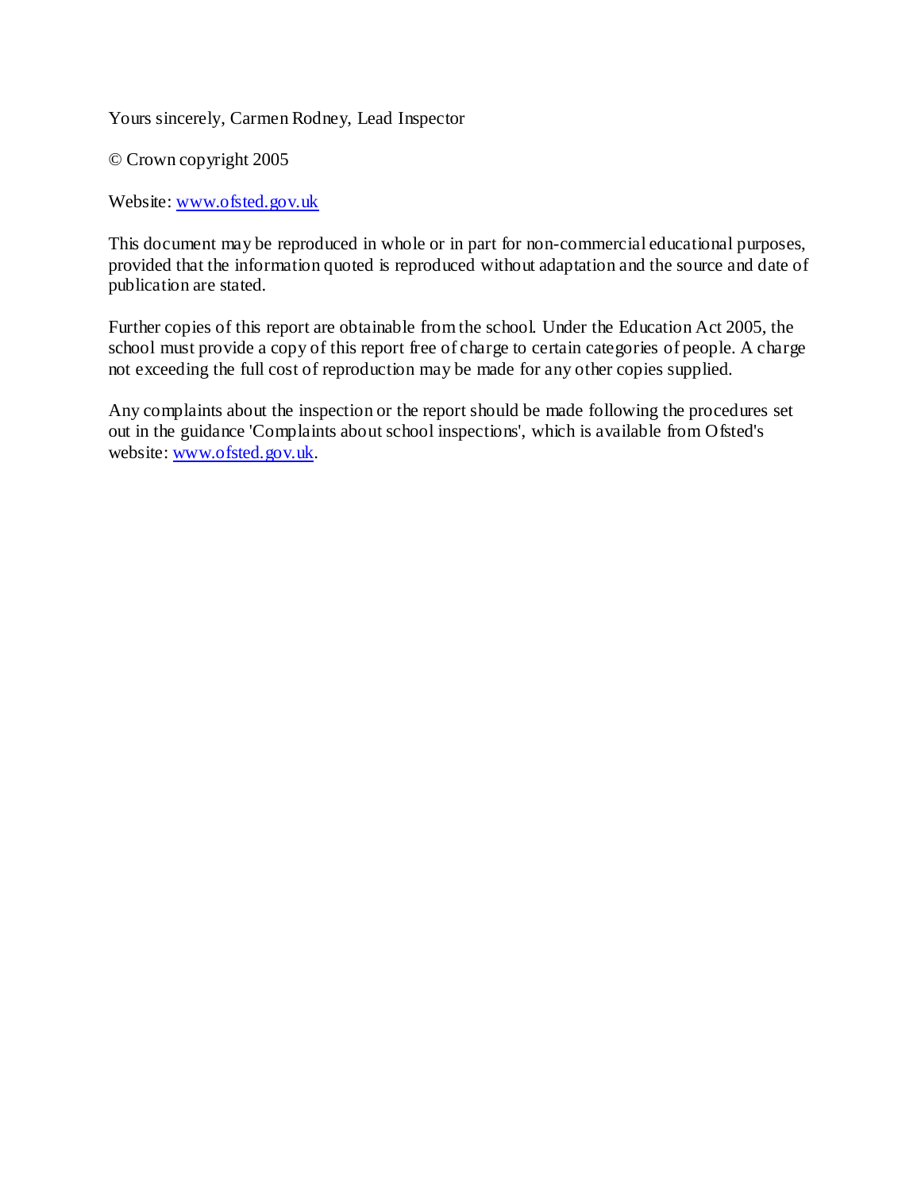Yours sincerely, Carmen Rodney, Lead Inspector

© Crown copyright 2005

Website: [www.ofsted.gov.uk](http://www.ofsted.gov.uk)

This document may be reproduced in whole or in part for non-commercial educational purposes, provided that the information quoted is reproduced without adaptation and the source and date of publication are stated.

Further copies of this report are obtainable from the school. Under the Education Act 2005, the school must provide a copy of this report free of charge to certain categories of people. A charge not exceeding the full cost of reproduction may be made for any other copies supplied.

Any complaints about the inspection or the report should be made following the procedures set out in the guidance 'Complaints about school inspections', which is available from Ofsted's website: [www.ofsted.gov.uk](http://www.ofsted.gov.uk).